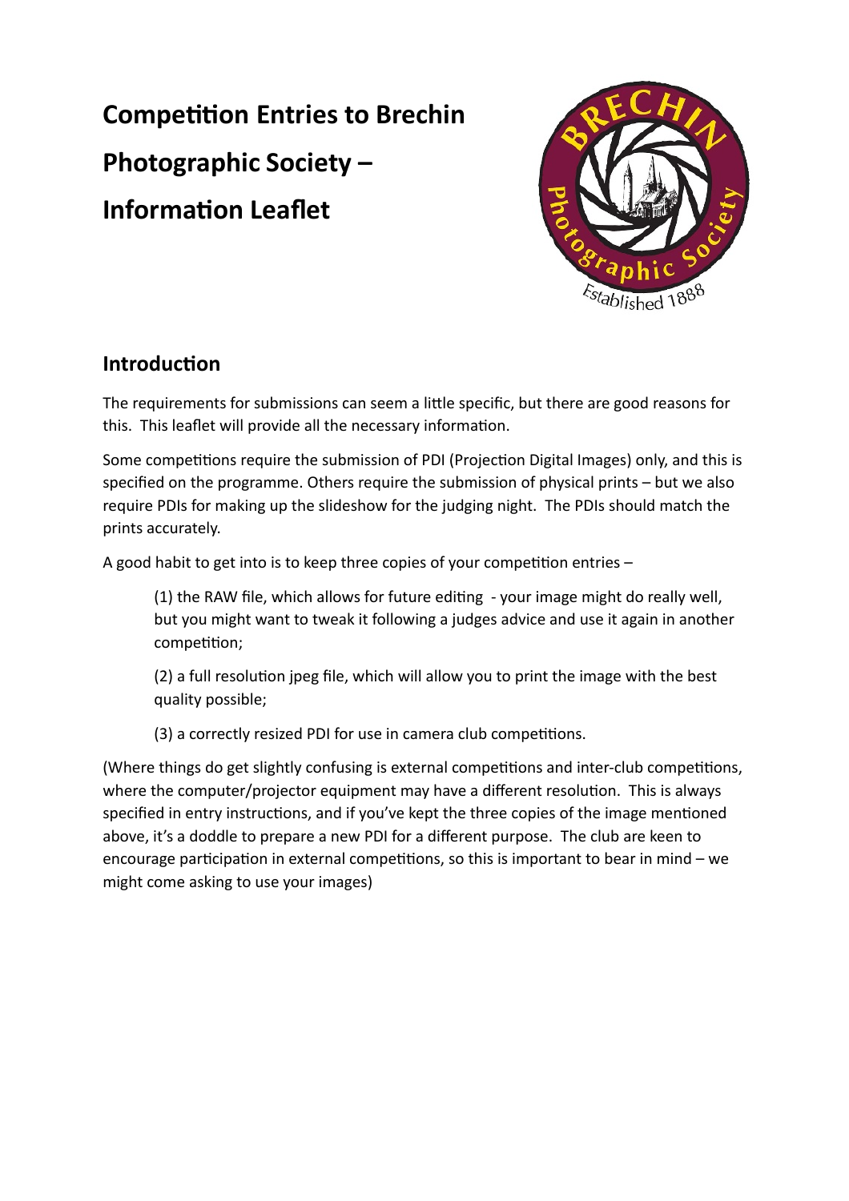# Competition Entries to Brechin Photographic Society – Information Leaflet

## Introduction

The requirements for submissions can seem a little specific, but there are good reasons for this. This leaflet will provide all the necessary information.

Some competitions require the submission of PDI (Projection Digital Images) only, and this is specified on the programme. Others require the submission of physical prints – but we also require PDIs for making up the slideshow for the judging night. The PDIs should match the prints accurately.

A good habit to get into is to keep three copies of your competition entries –

(1) the RAW file, which allows for future editing - your image might do really well, but you might want to tweak it following a judges advice and use it again in another competition;

(2) a full resolution jpeg file, which will allow you to print the image with the best quality possible;

(3) a correctly resized PDI for use in camera club competitions.

(Where things do get slightly confusing is external competitions and inter-club competitions, where the computer/projector equipment may have a different resolution. This is always specified in entry instructions, and if you've kept the three copies of the image mentioned above, it's a doddle to prepare a new PDI for a different purpose. The club are keen to encourage participation in external competitions, so this is important to bear in mind – we might come asking to use your images)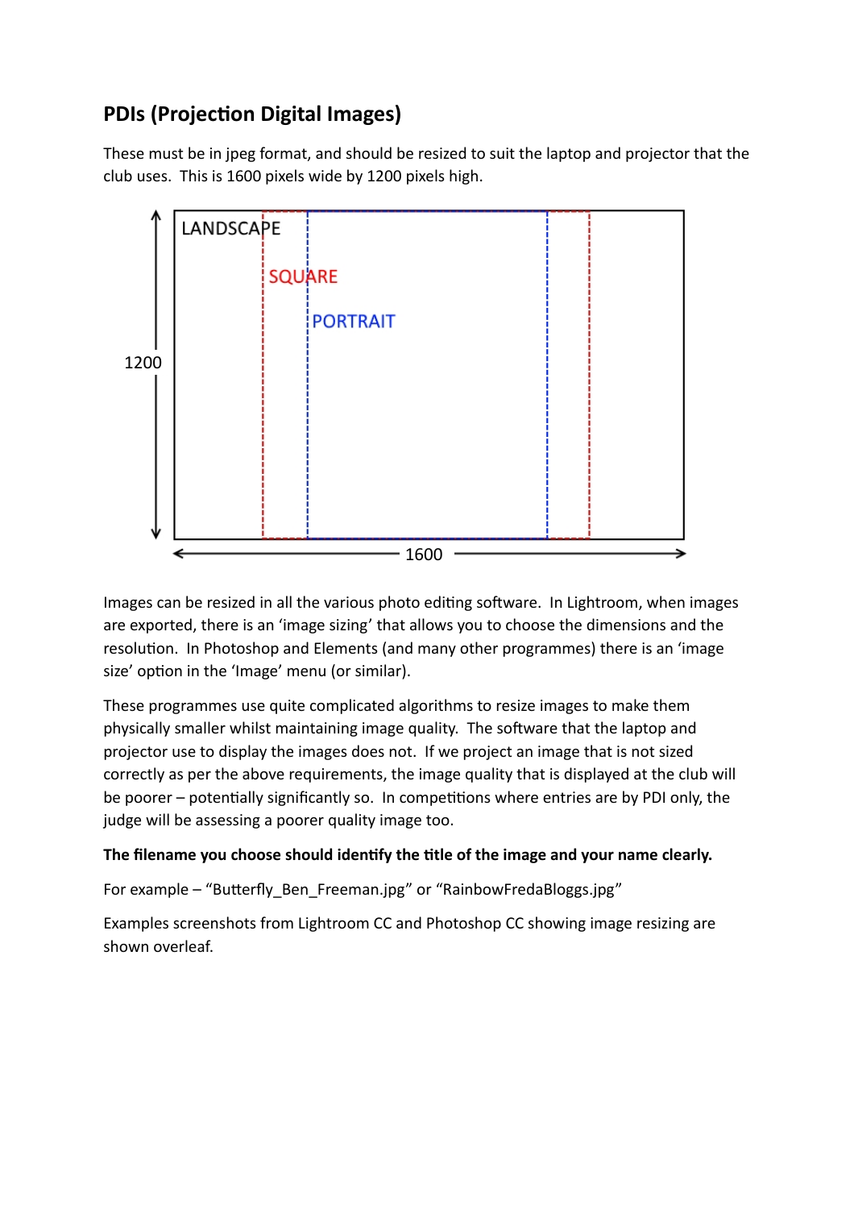## PDIs (Projection Digital Images)

These must be in jpeg format, and should be resized to suit the laptop and projector that the club uses.  This is 1600 pixels wide by 1200 pixels high.

LANDSCAPE

SQUARE

PORTRAIT

1200

1600

Images can be resized in all the various photo editing software.  In Lightroom, when images are exported, there is an 'image sizing' that allows you to choose the dimensions and the resolution.  In Photoshop and Elements (and many other programmes) there is an 'image size' option in the 'Image' menu (or similar).

These programmes use quite complicated algorithms to resize images to make them physically smaller whilst maintaining image quality.  The software that the laptop and projector use to display the images does not.  If we project an image that is not sized correctly as per the above requirements, the image quality that is displayed at the club will be poorer – potentially significantly so.  In competitions where entries are by PDI only, the judge will be assessing a poorer quality image too.

**The filename you choose should identify the title of the image and your name clearly.**

For example – "Butterfly_Ben_Freeman.jpg" or "RainbowFredaBloggs.jpg"

Examples screenshots from Lightroom CC and Photoshop CC showing image resizing are shown overleaf.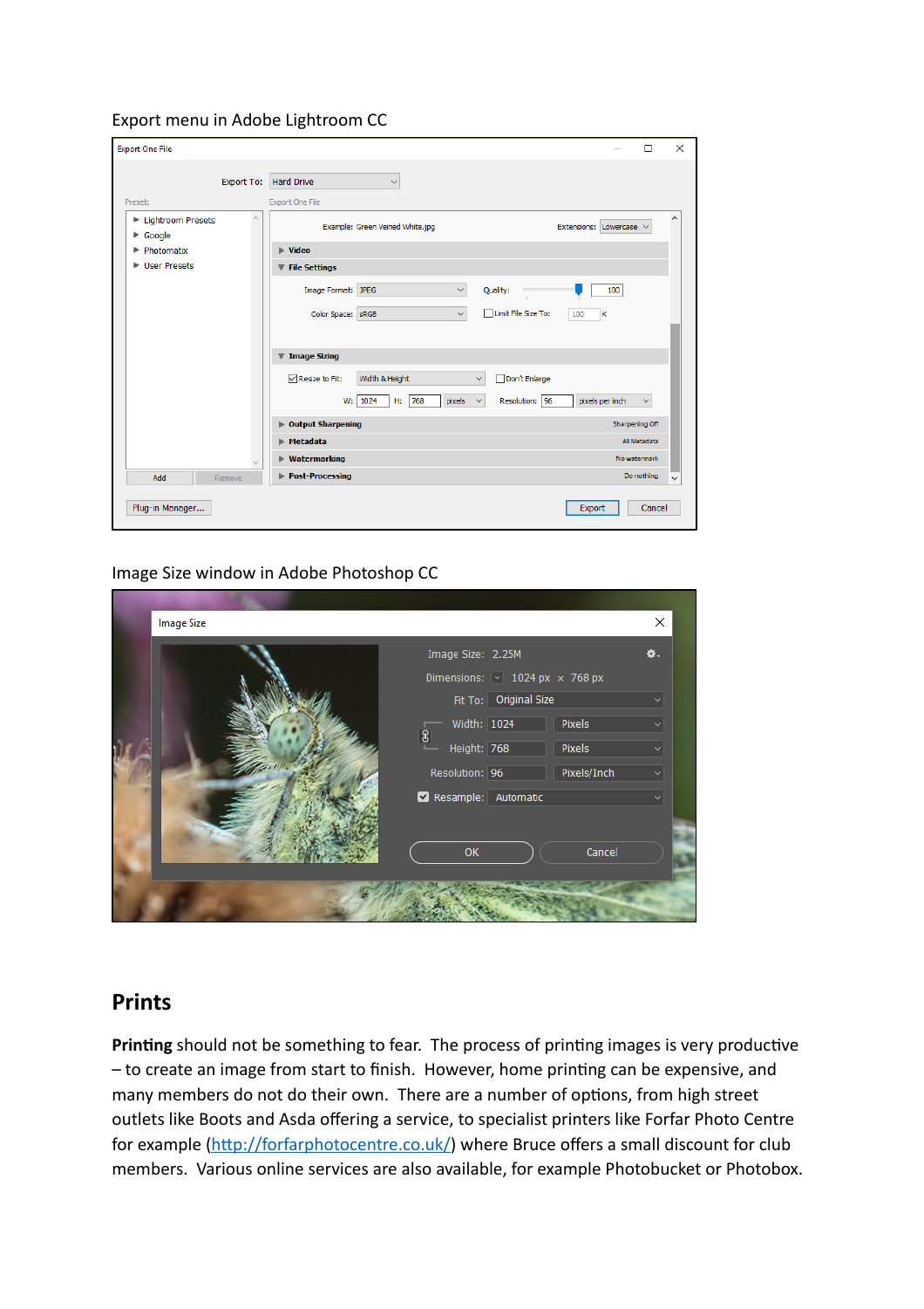Export menu in Adobe Lightroom CC

Image Size window in Adobe Photoshop CC

## Prints

**Printing** should not be something to fear. The process of printing images is very productive – to create an image from start to finish. However, home printing can be expensive, and many members do not do their own. There are a number of options, from high street outlets like Boots and Asda offering a service, to specialist printers like Forfar Photo Centre for example ([http://forfarphotocentre.co.uk/](http://forfarphotocentre.co.uk/)) where Bruce offers a small discount for club members. Various online services are also available, for example Photobucket or Photobox.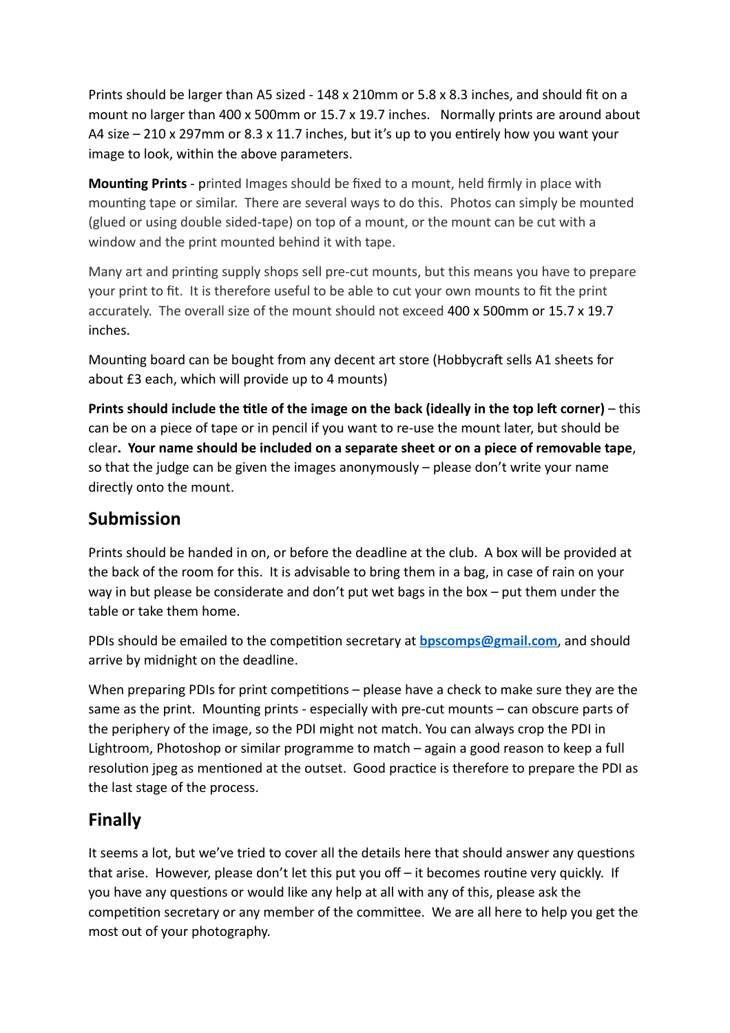Prints should be larger than A5 sized - 148 x 210mm or 5.8 x 8.3 inches, and should fit on a mount no larger than 400 x 500mm or 15.7 x 19.7 inches.  Normally prints are around about A4 size – 210 x 297mm or 8.3 x 11.7 inches, but it's up to you entirely how you want your image to look, within the above parameters.

**Mounting Prints** - printed Images should be fixed to a mount, held firmly in place with mounting tape or similar.  There are several ways to do this.  Photos can simply be mounted (glued or using double sided-tape) on top of a mount, or the mount can be cut with a window and the print mounted behind it with tape.

Many art and printing supply shops sell pre-cut mounts, but this means you have to prepare your print to fit.  It is therefore useful to be able to cut your own mounts to fit the print accurately.  The overall size of the mount should not exceed 400 x 500mm or 15.7 x 19.7 inches.

Mounting board can be bought from any decent art store (Hobbycraft sells A1 sheets for about £3 each, which will provide up to 4 mounts)

**Prints should include the title of the image on the back (ideally in the top left corner)** – this can be on a piece of tape or in pencil if you want to re-use the mount later, but should be clear**.  Your name should be included on a separate sheet or on a piece of removable tape**, so that the judge can be given the images anonymously – please don't write your name directly onto the mount.

## Submission

Prints should be handed in on, or before the deadline at the club.  A box will be provided at the back of the room for this.  It is advisable to bring them in a bag, in case of rain on your way in but please be considerate and don't put wet bags in the box – put them under the table or take them home.

PDIs should be emailed to the competition secretary at **bpscomps@gmail.com**, and should arrive by midnight on the deadline.

When preparing PDIs for print competitions – please have a check to make sure they are the same as the print.  Mounting prints - especially with pre-cut mounts – can obscure parts of the periphery of the image, so the PDI might not match. You can always crop the PDI in Lightroom, Photoshop or similar programme to match – again a good reason to keep a full resolution jpeg as mentioned at the outset.  Good practice is therefore to prepare the PDI as the last stage of the process.

## Finally

It seems a lot, but we've tried to cover all the details here that should answer any questions that arise.  However, please don't let this put you off – it becomes routine very quickly.  If you have any questions or would like any help at all with any of this, please ask the competition secretary or any member of the committee.  We are all here to help you get the most out of your photography.